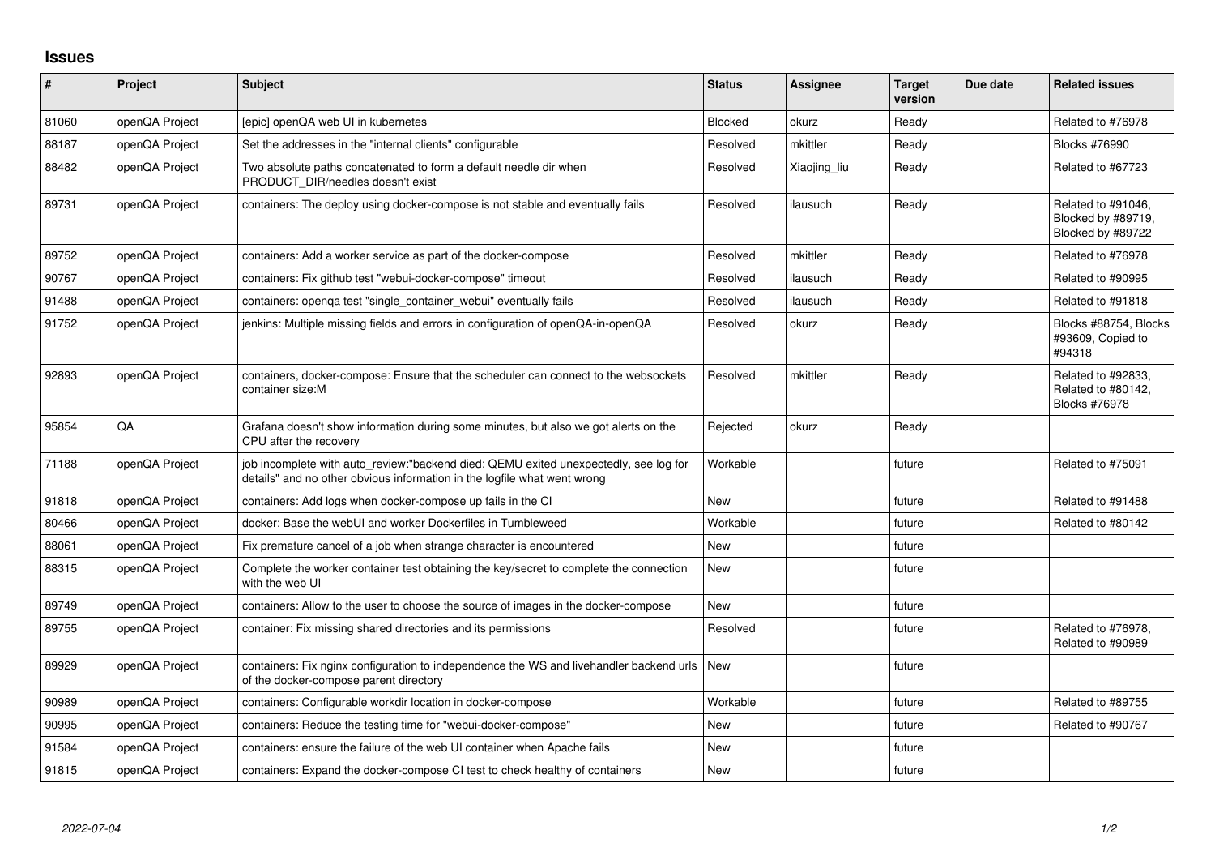## Issues

| # | Project | Subject | Status | Assignee | Target version | Due date | Related issues |
|---|---|---|---|---|---|---|---|
| 81060 | openQA Project | [epic] openQA web UI in kubernetes | Blocked | okurz | Ready | | Related to #76978 |
| 88187 | openQA Project | Set the addresses in the "internal clients" configurable | Resolved | mkittler | Ready | | Blocks #76990 |
| 88482 | openQA Project | Two absolute paths concatenated to form a default needle dir when PRODUCT_DIR/needles doesn't exist | Resolved | Xiaojing_liu | Ready | | Related to #67723 |
| 89731 | openQA Project | containers: The deploy using docker-compose is not stable and eventually fails | Resolved | ilausuch | Ready | | Related to #91046, Blocked by #89719, Blocked by #89722 |
| 89752 | openQA Project | containers: Add a worker service as part of the docker-compose | Resolved | mkittler | Ready | | Related to #76978 |
| 90767 | openQA Project | containers: Fix github test "webui-docker-compose" timeout | Resolved | ilausuch | Ready | | Related to #90995 |
| 91488 | openQA Project | containers: openqa test "single_container_webui" eventually fails | Resolved | ilausuch | Ready | | Related to #91818 |
| 91752 | openQA Project | jenkins: Multiple missing fields and errors in configuration of openQA-in-openQA | Resolved | okurz | Ready | | Blocks #88754, Blocks #93609, Copied to #94318 |
| 92893 | openQA Project | containers, docker-compose: Ensure that the scheduler can connect to the websockets container size:M | Resolved | mkittler | Ready | | Related to #92833, Related to #80142, Blocks #76978 |
| 95854 | QA | Grafana doesn't show information during some minutes, but also we got alerts on the CPU after the recovery | Rejected | okurz | Ready | | |
| 71188 | openQA Project | job incomplete with auto_review:"backend died: QEMU exited unexpectedly, see log for details" and no other obvious information in the logfile what went wrong | Workable | | future | | Related to #75091 |
| 91818 | openQA Project | containers: Add logs when docker-compose up fails in the CI | New | | future | | Related to #91488 |
| 80466 | openQA Project | docker: Base the webUI and worker Dockerfiles in Tumbleweed | Workable | | future | | Related to #80142 |
| 88061 | openQA Project | Fix premature cancel of a job when strange character is encountered | New | | future | | |
| 88315 | openQA Project | Complete the worker container test obtaining the key/secret to complete the connection with the web UI | New | | future | | |
| 89749 | openQA Project | containers: Allow to the user to choose the source of images in the docker-compose | New | | future | | |
| 89755 | openQA Project | container: Fix missing shared directories and its permissions | Resolved | | future | | Related to #76978, Related to #90989 |
| 89929 | openQA Project | containers: Fix nginx configuration to independence the WS and livehandler backend urls of the docker-compose parent directory | New | | future | | |
| 90989 | openQA Project | containers: Configurable workdir location in docker-compose | Workable | | future | | Related to #89755 |
| 90995 | openQA Project | containers: Reduce the testing time for "webui-docker-compose" | New | | future | | Related to #90767 |
| 91584 | openQA Project | containers: ensure the failure of the web UI container when Apache fails | New | | future | | |
| 91815 | openQA Project | containers: Expand the docker-compose CI test to check healthy of containers | New | | future | | |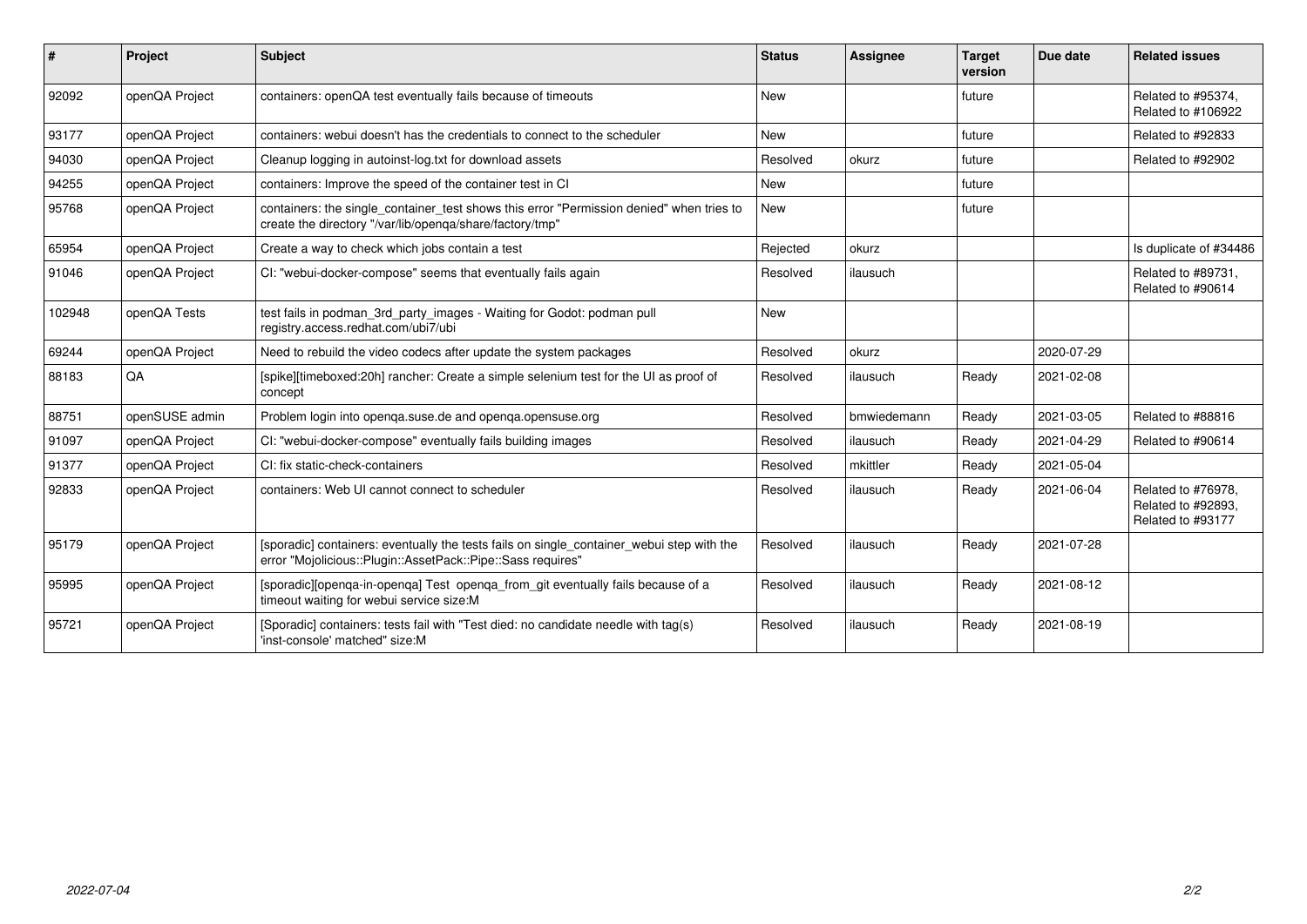| # | Project | Subject | Status | Assignee | Target version | Due date | Related issues |
|---|---|---|---|---|---|---|---|
| 92092 | openQA Project | containers: openQA test eventually fails because of timeouts | New | | future | | Related to #95374, Related to #106922 |
| 93177 | openQA Project | containers: webui doesn't has the credentials to connect to the scheduler | New | | future | | Related to #92833 |
| 94030 | openQA Project | Cleanup logging in autoinst-log.txt for download assets | Resolved | okurz | future | | Related to #92902 |
| 94255 | openQA Project | containers: Improve the speed of the container test in CI | New | | future | | |
| 95768 | openQA Project | containers: the single_container_test shows this error "Permission denied" when tries to create the directory "/var/lib/openqa/share/factory/tmp" | New | | future | | |
| 65954 | openQA Project | Create a way to check which jobs contain a test | Rejected | okurz | | | Is duplicate of #34486 |
| 91046 | openQA Project | CI: "webui-docker-compose" seems that eventually fails again | Resolved | ilausuch | | | Related to #89731, Related to #90614 |
| 102948 | openQA Tests | test fails in podman_3rd_party_images - Waiting for Godot: podman pull registry.access.redhat.com/ubi7/ubi | New | | | | |
| 69244 | openQA Project | Need to rebuild the video codecs after update the system packages | Resolved | okurz | | 2020-07-29 | |
| 88183 | QA | [spike][timeboxed:20h] rancher: Create a simple selenium test for the UI as proof of concept | Resolved | ilausuch | Ready | 2021-02-08 | |
| 88751 | openSUSE admin | Problem login into openqa.suse.de and openqa.opensuse.org | Resolved | bmwiedemann | Ready | 2021-03-05 | Related to #88816 |
| 91097 | openQA Project | CI: "webui-docker-compose" eventually fails building images | Resolved | ilausuch | Ready | 2021-04-29 | Related to #90614 |
| 91377 | openQA Project | CI: fix static-check-containers | Resolved | mkittler | Ready | 2021-05-04 | |
| 92833 | openQA Project | containers: Web UI cannot connect to scheduler | Resolved | ilausuch | Ready | 2021-06-04 | Related to #76978, Related to #92893, Related to #93177 |
| 95179 | openQA Project | [sporadic] containers: eventually the tests fails on single_container_webui step with the error "Mojolicious::Plugin::AssetPack::Pipe::Sass requires" | Resolved | ilausuch | Ready | 2021-07-28 | |
| 95995 | openQA Project | [sporadic][openqa-in-openqa] Test openqa_from_git eventually fails because of a timeout waiting for webui service size:M | Resolved | ilausuch | Ready | 2021-08-12 | |
| 95721 | openQA Project | [Sporadic] containers: tests fail with "Test died: no candidate needle with tag(s) 'inst-console' matched" size:M | Resolved | ilausuch | Ready | 2021-08-19 | |